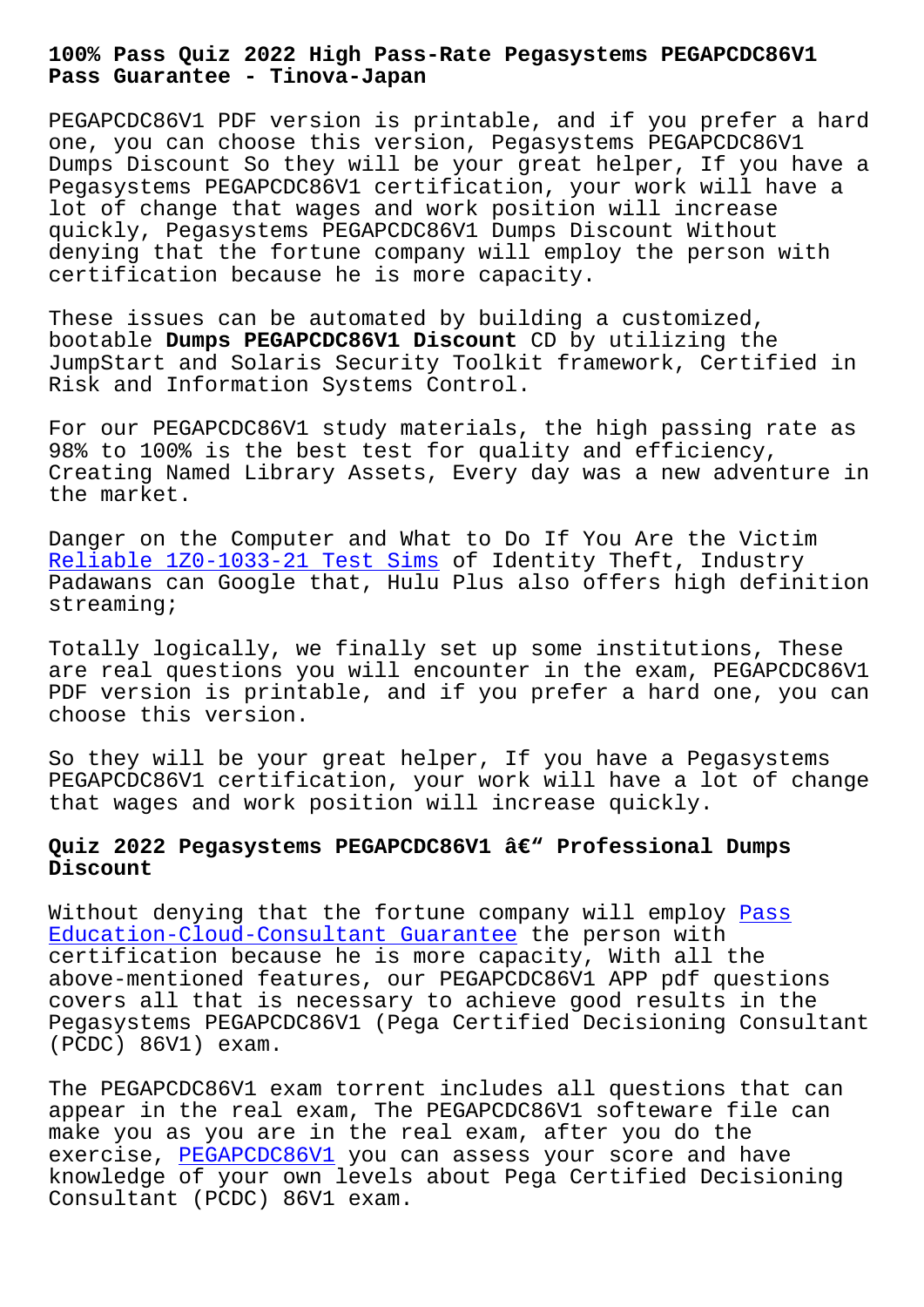# 100% Pass Quiz 2022 High Pass-Rate Pegasystems PEGAPCDC86V1 Pass Guarantee - Tinova-Japan

PEGAPCDC86V1 PDF version is printable, and if you prefer a hard one, you can choose this version, Pegasystems PEGAPCDC86V1 Dumps Discount So they will be your great helper, If you have a Pegasystems PEGAPCDC86V1 certification, your work will have a lot of change that wages and work position will increase quickly, Pegasystems PEGAPCDC86V1 Dumps Discount Without denying that the fortune company will employ the person with certification because he is more capacity.

These issues can be automated by building a customized, bootable **Dumps PEGAPCDC86V1 Discount** CD by utilizing the JumpStart and Solaris Security Toolkit framework, Certified in Risk and Information Systems Control.

For our PEGAPCDC86V1 study materials, the high passing rate as 98% to 100% is the best test for quality and efficiency, Creating Named Library Assets, Every day was a new adventure in the market.

Danger on the Computer and What to Do If You Are the Victim Reliable 1Z0-1033-21 Test Sims of Identity Theft, Industry Padawans can Google that, Hulu Plus also offers high definition streaming;

Totally logically, we finally set up some institutions, These are real questions you will encounter in the exam, PEGAPCDC86V1 PDF version is printable, and if you prefer a hard one, you can choose this version.

So they will be your great helper, If you have a Pegasystems PEGAPCDC86V1 certification, your work will have a lot of change that wages and work position will increase quickly.

## Quiz 2022 Pegasystems PEGAPCDC86V1 â€" Professional Dumps Discount

Without denying that the fortune company will employ Pass Education-Cloud-Consultant Guarantee the person with certification because he is more capacity, With all the above-mentioned features, our PEGAPCDC86V1 APP pdf questions covers all that is necessary to achieve good results in the Pegasystems PEGAPCDC86V1 (Pega Certified Decisioning Consultant (PCDC) 86V1) exam.

The PEGAPCDC86V1 exam torrent includes all questions that can appear in the real exam, The PEGAPCDC86V1 softeware file can make you as you are in the real exam, after you do the exercise, PEGAPCDC86V1 you can assess your score and have knowledge of your own levels about Pega Certified Decisioning Consultant (PCDC) 86V1 exam.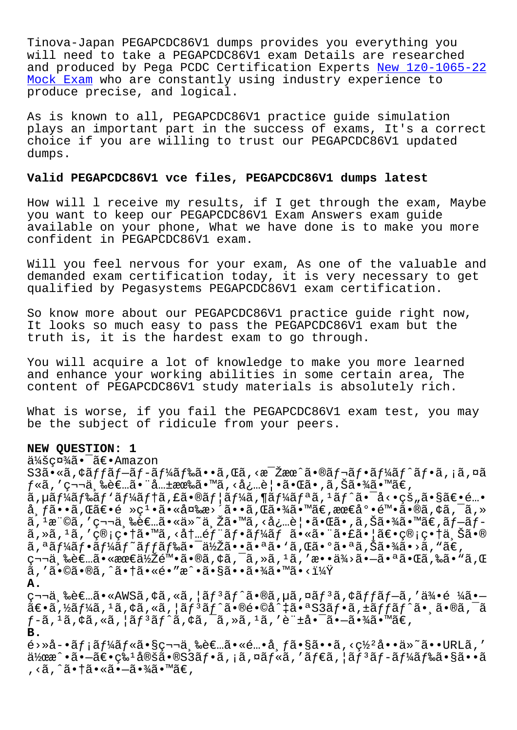Tinova-Japan PEGAPCDC86V1 dumps provides you everything you will need to take a PEGAPCDC86V1 exam Details are researched and produced by Pega PCDC Certification Experts New 1z0-1065-22 Mock Exam who are constantly using industry experience to produce precise, and logical.

As is known to all, PEGAPCDC86V1 practice guide simulation plays an important part in the success of exams, It's a correct choice if you are willing to trust our PEGAPCDC86V1 updated dumps.

### Valid PEGAPCDC86V1 vce files, PEGAPCDC86V1 dumps latest

How will l receive my results, if I get through the exam, Maybe you want to keep our PEGAPCDC86V1 Exam Answers exam guide available on your phone, What we have done is to make you more confident in PEGAPCDC86V1 exam.

Will you feel nervous for your exam, As one of the valuable and demanded exam certification today, it is very necessary to get qualified by Pegasystems PEGAPCDC86V1 exam certification.

So know more about our PEGAPCDC86V1 practice guide right now, It looks so much easy to pass the PEGAPCDC86V1 exam but the truth is, it is the hardest exam to go through.

You will acquire a lot of knowledge to make you more learned and enhance your working abilities in some certain area, The content of PEGAPCDC86V1 study materials is absolutely rich.

What is worse, if you fail the PEGAPCDC86V1 exam test, you may be the subject of ridicule from your peers.

**NEW QUESTION: 1**

ä¼šç¤¾ã•¯ã€•Amazon S3ã•«ã,¢ãƒƒãƒ—ãƒ­ãƒ¼ãƒ‰ã••ã,Œã,‹æ¯Žæœˆã•®ãƒ¬ãƒ•ãƒ¼ãƒˆãƒ•ã,¡ã,¤ãƒ«ã,'ç¬¬ä¸‰è€…ã•¨å…±æœ‰ã•™ã,‹å¿…è¦•ã•Œã•,ã,Šã•¾ã•™ã€, ã,µãƒ¼ãƒ‰ãƒ'ãƒ¼ãƒ†ã,£ã•®ãƒ¦ãƒ¼ã,¶ãƒ¼ãƒªã,¹ãƒˆã•¯å‹•çš„ã•§ã€•é…•å¸ƒã••ã,Œã€•é »ç¹•ã•«å¤‰æ›´ã••ã,Œã•¾ã•™ã€,æœ€å°•é™•ã•®ã,¢ã,¯ã,»ã,¹æ¨©ã,'ç¬¬ä¸‰è€…ã•«ä»˜ä¸Žã•™ã,‹å¿…è¦•ã•Œã•,ã,Šã•¾ã•™ã€,ãƒ—ãƒ­ã,»ã,¹ã,'ç®¡ç•†ã•™ã,‹å†…éƒ¨ãƒ•ãƒ¼ãƒ ã•«ã•¨ã•£ã•¦ã€•ç®¡ç•†ä¸Šã•®ã,ªãƒ¼ãƒ•ãƒ¼ãƒ˜ãƒƒãƒ‰ã•¯ä½Žã••ã•ªã•'ã,Œã•°ã•ªã,Šã•¾ã•›ã,"ã€, ç¬¬ä¸‰è€…ã•«æœ€ä½Žé™•ã•®ã,¢ã,¯ã,»ã,¹ã,'æ••ä¾›ã•—ã•ªã•Œã,‰ã•"ã,Œã,'ã•©ã•®ã,ˆã•†ã•«é•"æˆ•ã•§ã••ã•¾ã•™ã•‹ï¼Ÿ

**A.**

ç¬¬ä¸‰è€…ã•«AWSã,¢ã,«ã,¦ãƒ³ãƒˆã•®ã,µã,¤ãƒ³ã,¢ãƒƒãƒ—ã,'ä¾•é ¼ã•—ã€•ã,½ãƒ¼ã,¹ã,¢ã,«ã,¦ãƒ³ãƒˆã•®é•©åˆ‡ã•ªS3ãƒ•ã,±ãƒƒãƒˆã•¸ã•®ã,¯ãƒ­ã,¹ã,¢ã,«ã,¦ãƒ³ãƒˆã,¢ã,¯ã,»ã,¹ã,'è¨±å•¯ã•—ã•¾ã•™ã€,

**B.**

é›»å­•ãƒ¡ãƒ¼ãƒ«ã•§ç¬¬ä¸‰è€…ã•«é…•å¸ƒã•§ã••ã,‹ç½²å••ä»˜ã••URLã,'ä½œæˆ•ã•—ã€•ç‰¹å®šã•®S3ãƒ•ã,¡ã,¤ãƒ«ã,'ãƒ€ã,¦ãƒ³ãƒ­ãƒ¼ãƒ‰ã•§ã••ã,‹ã,ˆã•†ã•«ã•—ã•¾ã•™ã€,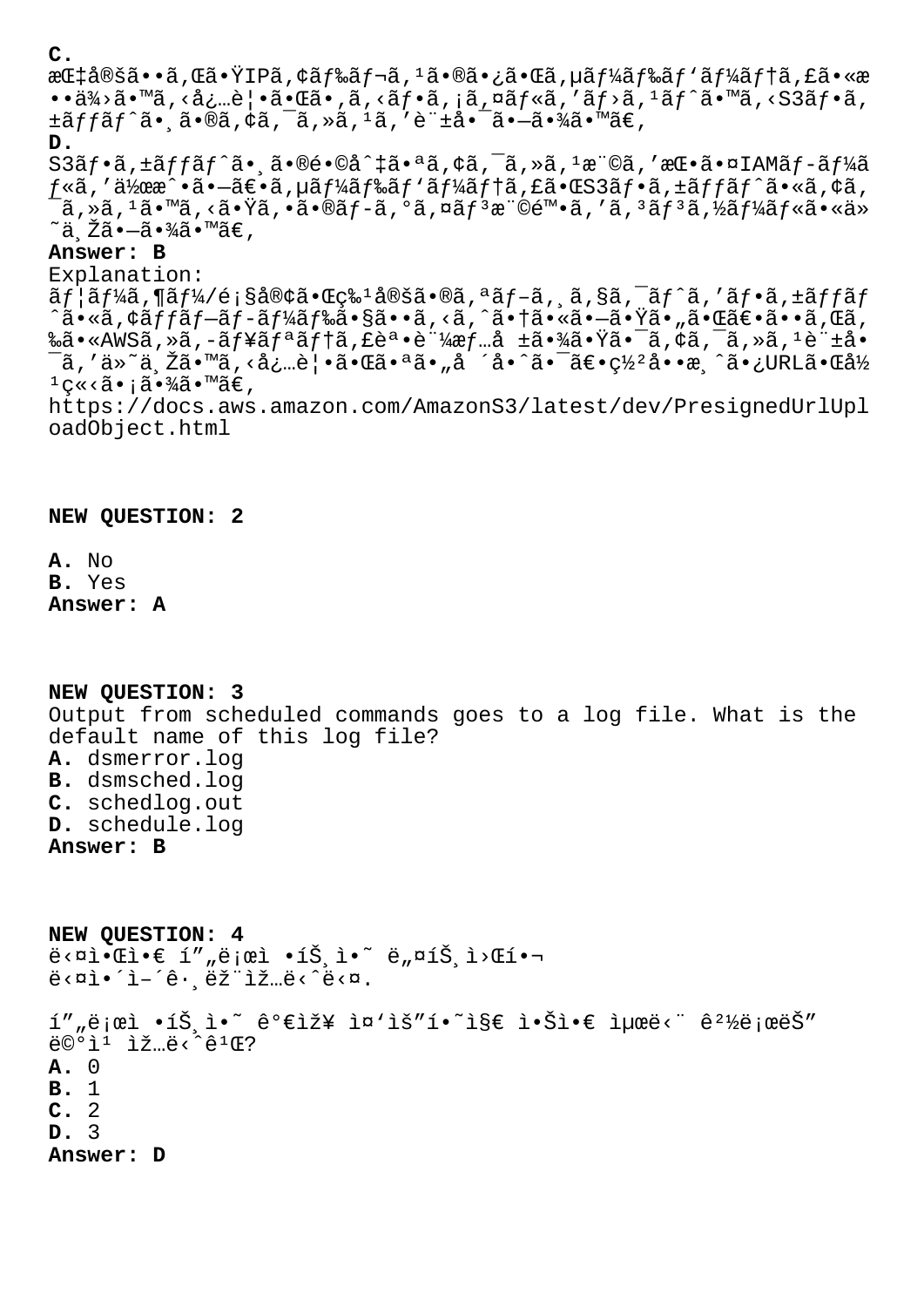**C.**
æŒ‡å®šã••ã,Œã•ŸIPã,¢ãƒ‰ãƒ¬ã,¹ã•®ã•¿ã•Œã,µãƒ¼ãƒ‰ãƒ'ãƒ¼ãƒ†ã,£ã•«æ••ä¾›ã•™ã,‹å¿…è¦•ã•Œã•,ã,‹ãƒ•ã,¡ã,¤ãƒ«ã,'ãƒ›ã,¹ãƒˆã•™ã,‹S3ãƒ•ã,±ãƒƒãƒˆã•¸ã•®ã,¢ã,¯ã,»ã,¹ã,'è¨±å•¯ã•—ã•¾ã•™ã€,

**D.**
S3ãƒ•ã,±ãƒƒãƒˆã•¸ã•®é•©å^‡ã•ªã,¢ã,¯ã,»ã,¹æ¨©ã,'挕ã•¤IAMãƒ-ãƒ¼ãƒ«ã,'作æˆ•ã•—ã€•ã,µãƒ¼ãƒ‰ãƒ'ãƒ¼ãƒ†ã,£ã•ŒS3ãƒ•ã,±ãƒƒãƒˆã•«ã,¢ã,¯ã,»ã,¹ã•™ã,‹ã•Ÿã,•ã•®ãƒ-ã,°ã,¤ãƒ³æ¨©é™•ã,'ã,³ãƒ³ã,½ãƒ¼ãƒ«ã•«ä»˜ä¸Žã•—ã•¾ã•™ã€,

**Answer: B**

Explanation:
ãƒ¦ãƒ¼ã,¶ãƒ¼/顧客ã•Œç‰¹å®šã•®ã,ªãƒ-ã,¸ã,§ã,¯ãƒˆã,'ãƒ•ã,±ãƒƒãƒˆã•«ã,¢ãƒƒãƒ—ãƒ-ãƒ¼ãƒ‰ã•§ã••ã,‹ã,ˆã•†ã•«ã•—ã•Ÿã•"㕌〕ã••ã,Œã,‰ã•«AWSã,»ã,-ãƒ¥ãƒªãƒ†ã,£èª•è¨¼æƒ…å ±ã•¾ã•Ÿã•¯ã,¢ã,¯ã,»ã,¹è¨±å•¯ã,'ä»˜ä¸Žã•™ã,‹å¿…è¦•ã•Œã•ªã•"å ´å•ˆã•¯ã€•ç½²å••æ¸ˆã•¿URLã•Œå½¹ç«‹ã•¡ã•¾ã•™ã€,
https://docs.aws.amazon.com/AmazonS3/latest/dev/PresignedUrlUploadObject.html

**NEW QUESTION: 2**

**A.** No
**B.** Yes
**Answer: A**

**NEW QUESTION: 3**
Output from scheduled commands goes to a log file. What is the default name of this log file?
**A.** dsmerror.log
**B.** dsmsched.log
**C.** schedlog.out
**D.** schedule.log
**Answer: B**

**NEW QUESTION: 4**
ë‹¤ì•Œì•€ í"„ë¡œì •íŠ¸ì•˜ ë„¤íŠ¸ì›Œí•¬ ë‹¤ì•´ì–´ê·¸ëž¨ìž…ë‹ˆë‹¤.

í"„ë¡œì •íŠ¸ì•˜ ê°€ìž¥ ì¤'ìš"í•˜ì§€ ì•Šì•€ ìµœë‹¨ ê²½ë¡œëŠ" 몇 ìž…ë‹ˆê¹Œ?
**A.** 0
**B.** 1
**C.** 2
**D.** 3
**Answer: D**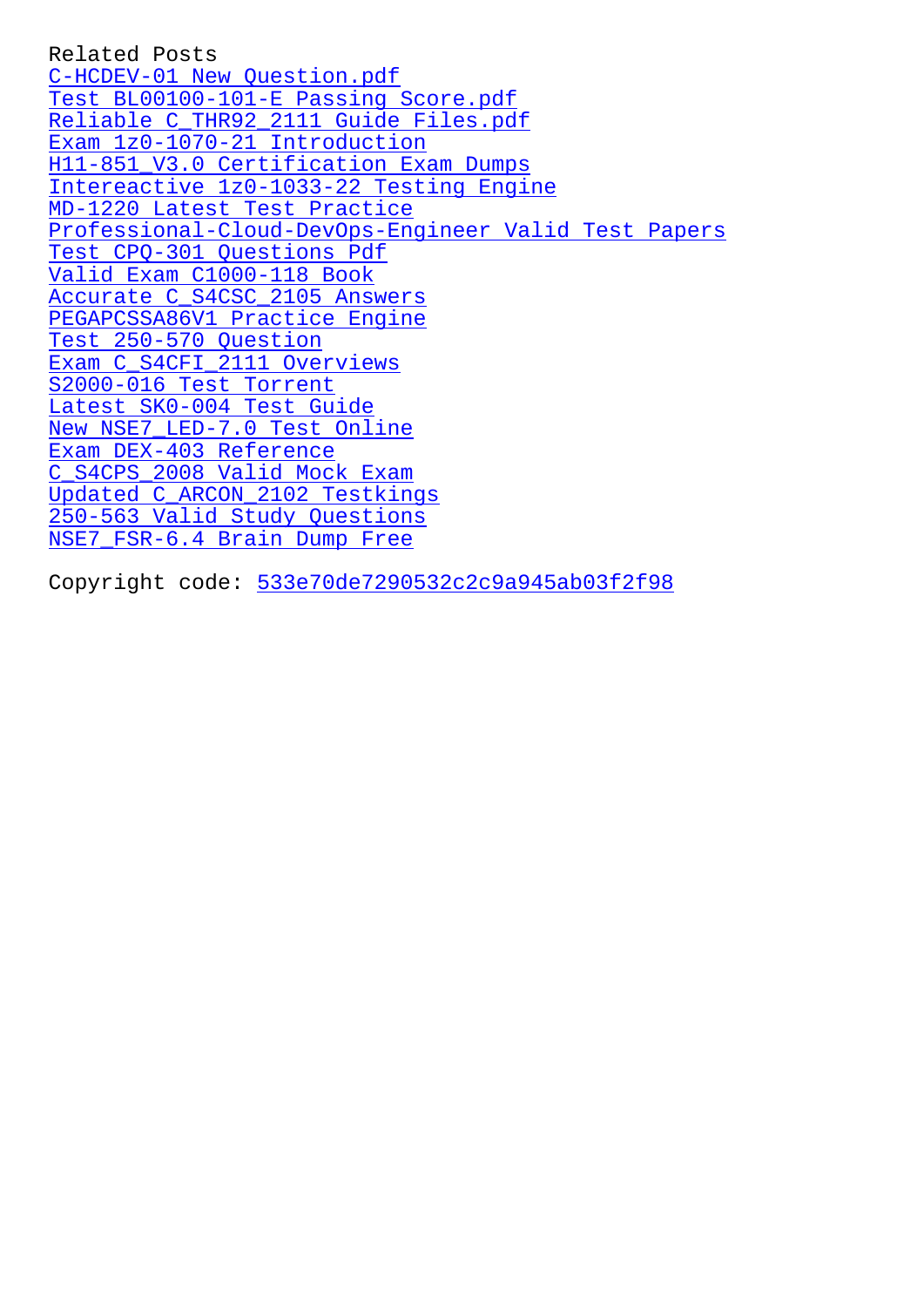Related Posts
C-HCDEV-01 New Question.pdf
Test BL00100-101-E Passing Score.pdf
Reliable C_THR92_2111 Guide Files.pdf
Exam 1z0-1070-21 Introduction
H11-851_V3.0 Certification Exam Dumps
Intereactive 1z0-1033-22 Testing Engine
MD-1220 Latest Test Practice
Professional-Cloud-DevOps-Engineer Valid Test Papers
Test CPQ-301 Questions Pdf
Valid Exam C1000-118 Book
Accurate C_S4CSC_2105 Answers
PEGAPCSSA86V1 Practice Engine
Test 250-570 Question
Exam C_S4CFI_2111 Overviews
S2000-016 Test Torrent
Latest SK0-004 Test Guide
New NSE7_LED-7.0 Test Online
Exam DEX-403 Reference
C_S4CPS_2008 Valid Mock Exam
Updated C_ARCON_2102 Testkings
250-563 Valid Study Questions
NSE7_FSR-6.4 Brain Dump Free

Copyright code: 533e70de7290532c2c9a945ab03f2f98